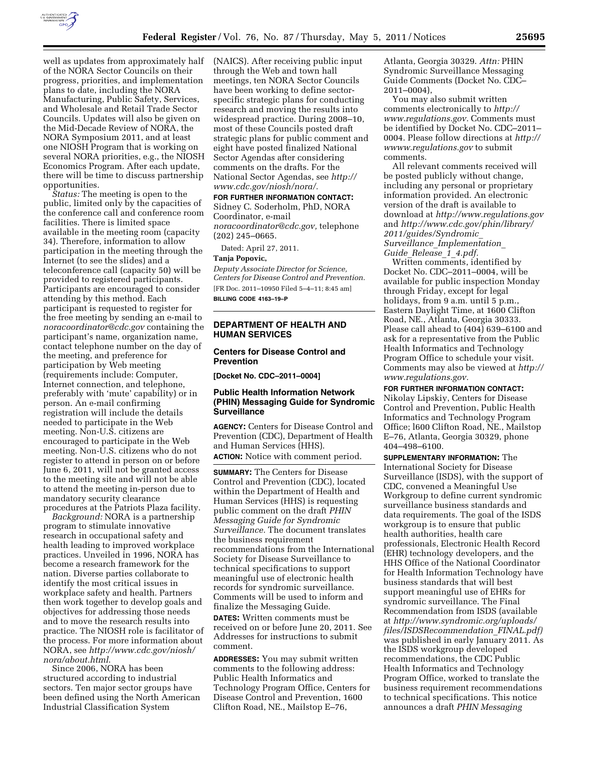well as updates from approximately half of the NORA Sector Councils on their progress, priorities, and implementation plans to date, including the NORA Manufacturing, Public Safety, Services, and Wholesale and Retail Trade Sector Councils. Updates will also be given on the Mid-Decade Review of NORA, the NORA Symposium 2011, and at least one NIOSH Program that is working on several NORA priorities, e.g., the NIOSH Economics Program. After each update, there will be time to discuss partnership opportunities.

*Status:* The meeting is open to the public, limited only by the capacities of the conference call and conference room facilities. There is limited space available in the meeting room (capacity 34). Therefore, information to allow participation in the meeting through the Internet (to see the slides) and a teleconference call (capacity 50) will be provided to registered participants. Participants are encouraged to consider attending by this method. Each participant is requested to register for the free meeting by sending an e-mail to *noracoordinator@cdc.gov* containing the participant's name, organization name, contact telephone number on the day of the meeting, and preference for participation by Web meeting (requirements include: Computer, Internet connection, and telephone, preferably with 'mute' capability) or in person. An e-mail confirming registration will include the details needed to participate in the Web meeting. Non-U.S. citizens are encouraged to participate in the Web meeting. Non-U.S. citizens who do not register to attend in person on or before June 6, 2011, will not be granted access to the meeting site and will not be able to attend the meeting in-person due to mandatory security clearance procedures at the Patriots Plaza facility.

*Background:* NORA is a partnership program to stimulate innovative research in occupational safety and health leading to improved workplace practices. Unveiled in 1996, NORA has become a research framework for the nation. Diverse parties collaborate to identify the most critical issues in workplace safety and health. Partners then work together to develop goals and objectives for addressing those needs and to move the research results into practice. The NIOSH role is facilitator of the process. For more information about NORA, see *http://www.cdc.gov/niosh/nora/about.html*.

Since 2006, NORA has been structured according to industrial sectors. Ten major sector groups have been defined using the North American Industrial Classification System (NAICS). After receiving public input through the Web and town hall meetings, ten NORA Sector Councils have been working to define sector-specific strategic plans for conducting research and moving the results into widespread practice. During 2008–10, most of these Councils posted draft strategic plans for public comment and eight have posted finalized National Sector Agendas after considering comments on the drafts. For the National Sector Agendas, see *http://www.cdc.gov/niosh/nora/*.

**FOR FURTHER INFORMATION CONTACT:** Sidney C. Soderholm, PhD, NORA Coordinator, e-mail *noracoordinator@cdc.gov,* telephone (202) 245–0665.

Dated: April 27, 2011.

**Tanja Popovic,**

*Deputy Associate Director for Science, Centers for Disease Control and Prevention.*

[FR Doc. 2011–10950 Filed 5–4–11; 8:45 am]

**BILLING CODE 4163–19–P**

## DEPARTMENT OF HEALTH AND HUMAN SERVICES

### Centers for Disease Control and Prevention

**[Docket No. CDC–2011–0004]**

### Public Health Information Network (PHIN) Messaging Guide for Syndromic Surveillance

**AGENCY:** Centers for Disease Control and Prevention (CDC), Department of Health and Human Services (HHS).

**ACTION:** Notice with comment period.

**SUMMARY:** The Centers for Disease Control and Prevention (CDC), located within the Department of Health and Human Services (HHS) is requesting public comment on the draft *PHIN Messaging Guide for Syndromic Surveillance*. The document translates the business requirement recommendations from the International Society for Disease Surveillance to technical specifications to support meaningful use of electronic health records for syndromic surveillance. Comments will be used to inform and finalize the Messaging Guide.

**DATES:** Written comments must be received on or before June 20, 2011. See Addresses for instructions to submit comment.

**ADDRESSES:** You may submit written comments to the following address: Public Health Informatics and Technology Program Office, Centers for Disease Control and Prevention, 1600 Clifton Road, NE., Mailstop E–76, Atlanta, Georgia 30329. *Attn:* PHIN Syndromic Surveillance Messaging Guide Comments (Docket No. CDC–2011–0004),

You may also submit written comments electronically to *http://www.regulations.gov.* Comments must be identified by Docket No. CDC–2011–0004. Please follow directions at *http://wwww.regulations.gov* to submit comments.

All relevant comments received will be posted publicly without change, including any personal or proprietary information provided. An electronic version of the draft is available to download at *http://www.regulations.gov* and *http://www.cdc.gov/phin/library/2011/guides/Syndromic_Surveillance_Implementation_Guide_Release_1_4.pdf.*

Written comments, identified by Docket No. CDC–2011–0004, will be available for public inspection Monday through Friday, except for legal holidays, from 9 a.m. until 5 p.m., Eastern Daylight Time, at 1600 Clifton Road, NE., Atlanta, Georgia 30333. Please call ahead to (404) 639–6100 and ask for a representative from the Public Health Informatics and Technology Program Office to schedule your visit. Comments may also be viewed at *http://www.regulations.gov.*

**FOR FURTHER INFORMATION CONTACT:** Nikolay Lipskiy, Centers for Disease Control and Prevention, Public Health Informatics and Technology Program Office; l600 Clifton Road, NE., Mailstop E–76, Atlanta, Georgia 30329, phone 404–498–6100.

**SUPPLEMENTARY INFORMATION:** The International Society for Disease Surveillance (ISDS), with the support of CDC, convened a Meaningful Use Workgroup to define current syndromic surveillance business standards and data requirements. The goal of the ISDS workgroup is to ensure that public health authorities, health care professionals, Electronic Health Record (EHR) technology developers, and the HHS Office of the National Coordinator for Health Information Technology have business standards that will best support meaningful use of EHRs for syndromic surveillance. The Final Recommendation from ISDS (available at *http://www.syndromic.org/uploads/files/ISDSRecommendation_FINAL.pdf)* was published in early January 2011. As the ISDS workgroup developed recommendations, the CDC Public Health Informatics and Technology Program Office, worked to translate the business requirement recommendations to technical specifications. This notice announces a draft *PHIN Messaging*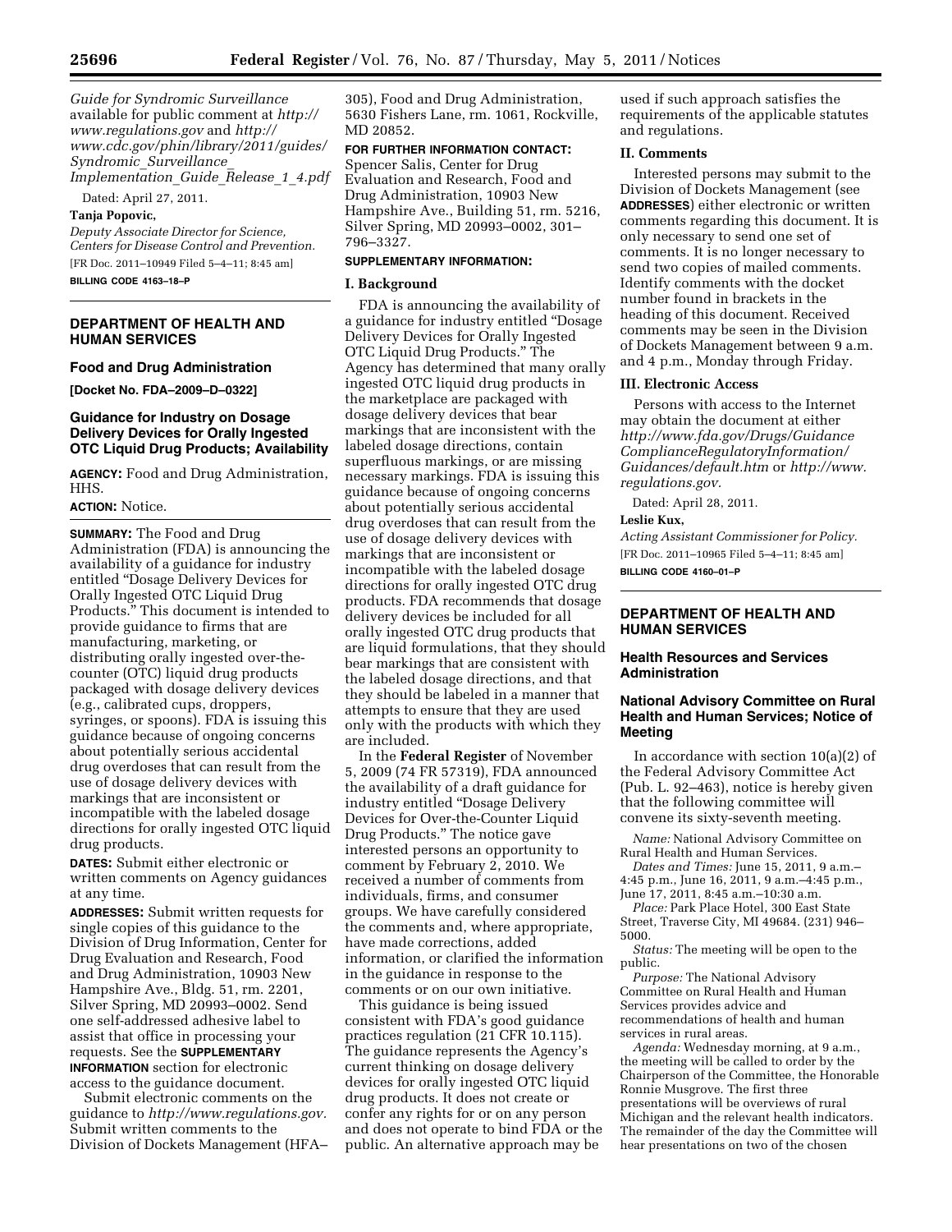*Guide for Syndromic Surveillance* available for public comment at *http://www.regulations.gov* and *http://www.cdc.gov/phin/library/2011/guides/Syndromic_Surveillance_Implementation_Guide_Release_1_4.pdf*

Dated: April 27, 2011.

**Tanja Popovic,**

*Deputy Associate Director for Science, Centers for Disease Control and Prevention.*

[FR Doc. 2011–10949 Filed 5–4–11; 8:45 am]

**BILLING CODE 4163–18–P**

---

## DEPARTMENT OF HEALTH AND HUMAN SERVICES

### Food and Drug Administration

**[Docket No. FDA–2009–D–0322]**

### Guidance for Industry on Dosage Delivery Devices for Orally Ingested OTC Liquid Drug Products; Availability

**AGENCY:** Food and Drug Administration, HHS.

**ACTION:** Notice.

**SUMMARY:** The Food and Drug Administration (FDA) is announcing the availability of a guidance for industry entitled "Dosage Delivery Devices for Orally Ingested OTC Liquid Drug Products." This document is intended to provide guidance to firms that are manufacturing, marketing, or distributing orally ingested over-the-counter (OTC) liquid drug products packaged with dosage delivery devices (e.g., calibrated cups, droppers, syringes, or spoons). FDA is issuing this guidance because of ongoing concerns about potentially serious accidental drug overdoses that can result from the use of dosage delivery devices with markings that are inconsistent or incompatible with the labeled dosage directions for orally ingested OTC liquid drug products.

**DATES:** Submit either electronic or written comments on Agency guidances at any time.

**ADDRESSES:** Submit written requests for single copies of this guidance to the Division of Drug Information, Center for Drug Evaluation and Research, Food and Drug Administration, 10903 New Hampshire Ave., Bldg. 51, rm. 2201, Silver Spring, MD 20993–0002. Send one self-addressed adhesive label to assist that office in processing your requests. See the **SUPPLEMENTARY INFORMATION** section for electronic access to the guidance document.

Submit electronic comments on the guidance to *http://www.regulations.gov.* Submit written comments to the Division of Dockets Management (HFA–305), Food and Drug Administration, 5630 Fishers Lane, rm. 1061, Rockville, MD 20852.

**FOR FURTHER INFORMATION CONTACT:** Spencer Salis, Center for Drug Evaluation and Research, Food and Drug Administration, 10903 New Hampshire Ave., Building 51, rm. 5216, Silver Spring, MD 20993–0002, 301–796–3327.

**SUPPLEMENTARY INFORMATION:**

#### I. Background

FDA is announcing the availability of a guidance for industry entitled "Dosage Delivery Devices for Orally Ingested OTC Liquid Drug Products." The Agency has determined that many orally ingested OTC liquid drug products in the marketplace are packaged with dosage delivery devices that bear markings that are inconsistent with the labeled dosage directions, contain superfluous markings, or are missing necessary markings. FDA is issuing this guidance because of ongoing concerns about potentially serious accidental drug overdoses that can result from the use of dosage delivery devices with markings that are inconsistent or incompatible with the labeled dosage directions for orally ingested OTC drug products. FDA recommends that dosage delivery devices be included for all orally ingested OTC drug products that are liquid formulations, that they should bear markings that are consistent with the labeled dosage directions, and that they should be labeled in a manner that attempts to ensure that they are used only with the products with which they are included.

In the **Federal Register** of November 5, 2009 (74 FR 57319), FDA announced the availability of a draft guidance for industry entitled "Dosage Delivery Devices for Over-the-Counter Liquid Drug Products." The notice gave interested persons an opportunity to comment by February 2, 2010. We received a number of comments from individuals, firms, and consumer groups. We have carefully considered the comments and, where appropriate, have made corrections, added information, or clarified the information in the guidance in response to the comments or on our own initiative.

This guidance is being issued consistent with FDA's good guidance practices regulation (21 CFR 10.115). The guidance represents the Agency's current thinking on dosage delivery devices for orally ingested OTC liquid drug products. It does not create or confer any rights for or on any person and does not operate to bind FDA or the public. An alternative approach may be used if such approach satisfies the requirements of the applicable statutes and regulations.

#### II. Comments

Interested persons may submit to the Division of Dockets Management (see **ADDRESSES**) either electronic or written comments regarding this document. It is only necessary to send one set of comments. It is no longer necessary to send two copies of mailed comments. Identify comments with the docket number found in brackets in the heading of this document. Received comments may be seen in the Division of Dockets Management between 9 a.m. and 4 p.m., Monday through Friday.

#### III. Electronic Access

Persons with access to the Internet may obtain the document at either *http://www.fda.gov/Drugs/GuidanceComplianceRegulatoryInformation/Guidances/default.htm* or *http://www.regulations.gov.*

Dated: April 28, 2011.

**Leslie Kux,**

*Acting Assistant Commissioner for Policy.*

[FR Doc. 2011–10965 Filed 5–4–11; 8:45 am]

**BILLING CODE 4160–01–P**

---

## DEPARTMENT OF HEALTH AND HUMAN SERVICES

### Health Resources and Services Administration

### National Advisory Committee on Rural Health and Human Services; Notice of Meeting

In accordance with section 10(a)(2) of the Federal Advisory Committee Act (Pub. L. 92–463), notice is hereby given that the following committee will convene its sixty-seventh meeting.

*Name:* National Advisory Committee on Rural Health and Human Services.

*Dates and Times:* June 15, 2011, 9 a.m.–4:45 p.m., June 16, 2011, 9 a.m.–4:45 p.m., June 17, 2011, 8:45 a.m.–10:30 a.m.

*Place:* Park Place Hotel, 300 East State Street, Traverse City, MI 49684. (231) 946–5000.

*Status:* The meeting will be open to the public.

*Purpose:* The National Advisory Committee on Rural Health and Human Services provides advice and recommendations of health and human services in rural areas.

*Agenda:* Wednesday morning, at 9 a.m., the meeting will be called to order by the Chairperson of the Committee, the Honorable Ronnie Musgrove. The first three presentations will be overviews of rural Michigan and the relevant health indicators. The remainder of the day the Committee will hear presentations on two of the chosen